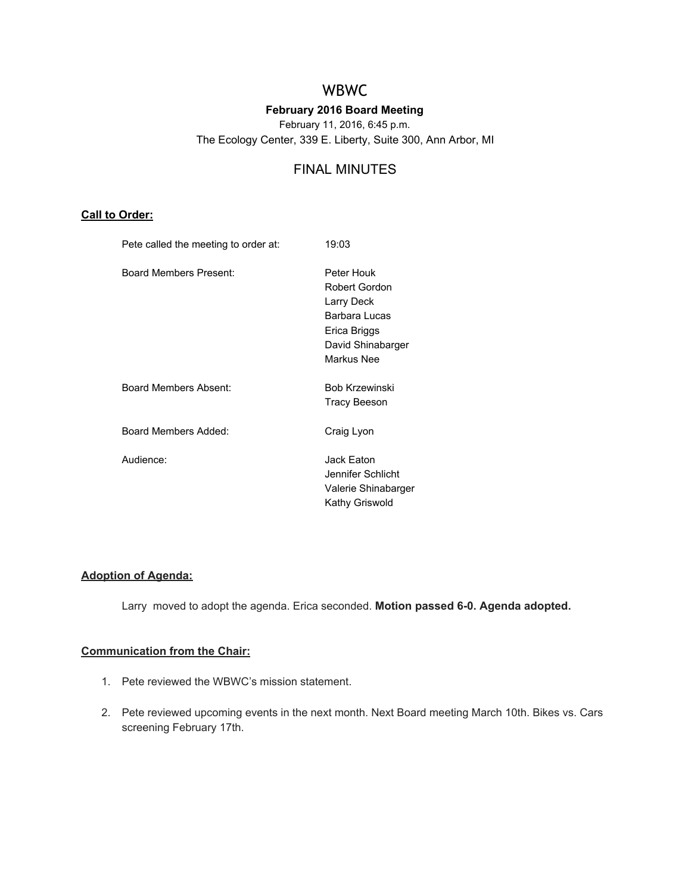# WBWC

## February 2016 Board Meeting

February 11, 2016, 6:45 p.m.

The Ecology Center, 339 E. Liberty, Suite 300, Ann Arbor, MI

## FINAL MINUTES

### Call to Order:

| | |
|---|---|
| Pete called the meeting to order at: | 19:03 |
| Board Members Present: | Peter Houk<br>Robert Gordon<br>Larry Deck<br>Barbara Lucas<br>Erica Briggs<br>David Shinabarger<br>Markus Nee |
| Board Members Absent: | Bob Krzewinski<br>Tracy Beeson |
| Board Members Added: | Craig Lyon |
| Audience: | Jack Eaton<br>Jennifer Schlicht<br>Valerie Shinabarger<br>Kathy Griswold |

### Adoption of Agenda:

Larry moved to adopt the agenda. Erica seconded. **Motion passed 6-0. Agenda adopted.**

### Communication from the Chair:

1. Pete reviewed the WBWC's mission statement.
2. Pete reviewed upcoming events in the next month. Next Board meeting March 10th. Bikes vs. Cars screening February 17th.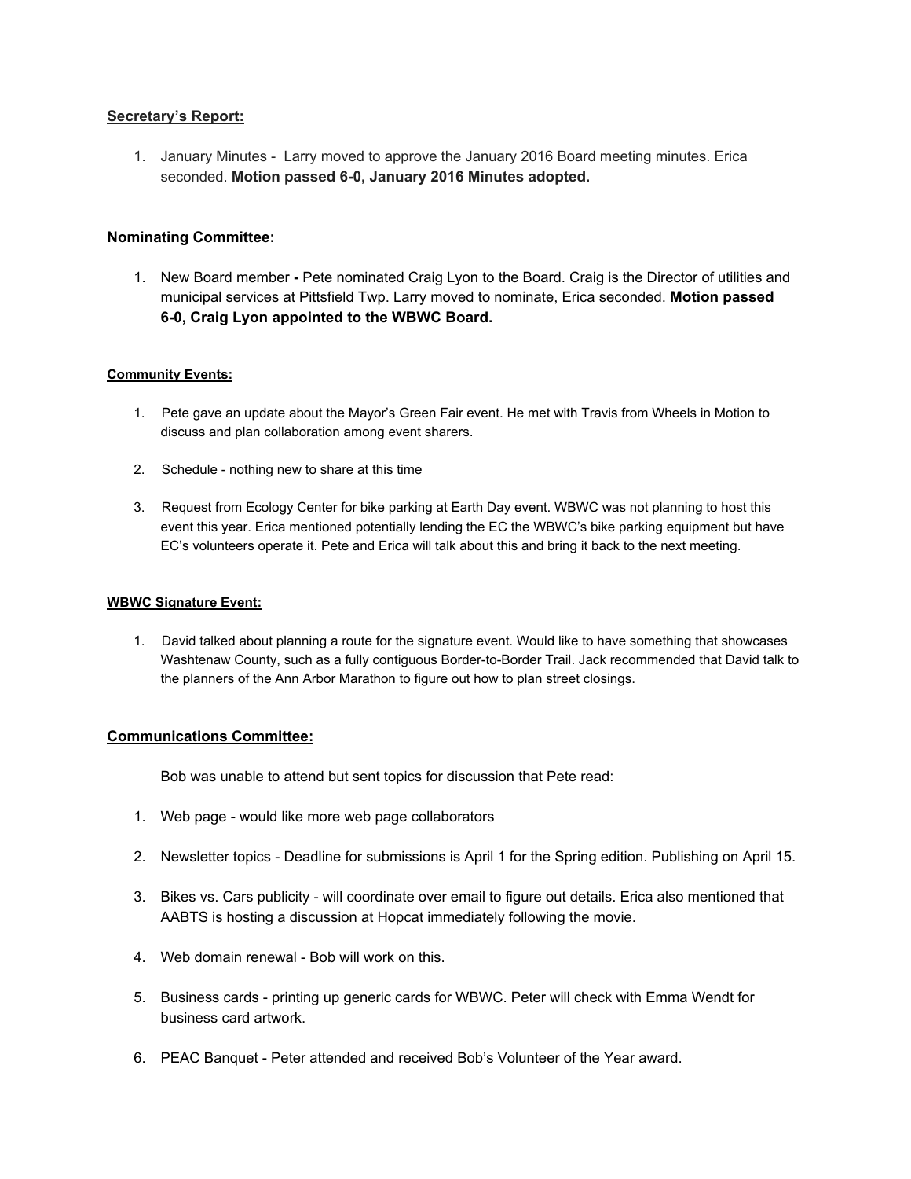**Secretary's Report:**

1. January Minutes - Larry moved to approve the January 2016 Board meeting minutes. Erica seconded. **Motion passed 6-0, January 2016 Minutes adopted.**

**Nominating Committee:**

1. New Board member **-** Pete nominated Craig Lyon to the Board. Craig is the Director of utilities and municipal services at Pittsfield Twp. Larry moved to nominate, Erica seconded. **Motion passed 6-0, Craig Lyon appointed to the WBWC Board.**

**Community Events:**

1. Pete gave an update about the Mayor's Green Fair event. He met with Travis from Wheels in Motion to discuss and plan collaboration among event sharers.

2. Schedule - nothing new to share at this time

3. Request from Ecology Center for bike parking at Earth Day event. WBWC was not planning to host this event this year. Erica mentioned potentially lending the EC the WBWC's bike parking equipment but have EC's volunteers operate it. Pete and Erica will talk about this and bring it back to the next meeting.

**WBWC Signature Event:**

1. David talked about planning a route for the signature event. Would like to have something that showcases Washtenaw County, such as a fully contiguous Border-to-Border Trail. Jack recommended that David talk to the planners of the Ann Arbor Marathon to figure out how to plan street closings.

**Communications Committee:**

Bob was unable to attend but sent topics for discussion that Pete read:

1. Web page - would like more web page collaborators

2. Newsletter topics - Deadline for submissions is April 1 for the Spring edition. Publishing on April 15.

3. Bikes vs. Cars publicity - will coordinate over email to figure out details. Erica also mentioned that AABTS is hosting a discussion at Hopcat immediately following the movie.

4. Web domain renewal - Bob will work on this.

5. Business cards - printing up generic cards for WBWC. Peter will check with Emma Wendt for business card artwork.

6. PEAC Banquet - Peter attended and received Bob's Volunteer of the Year award.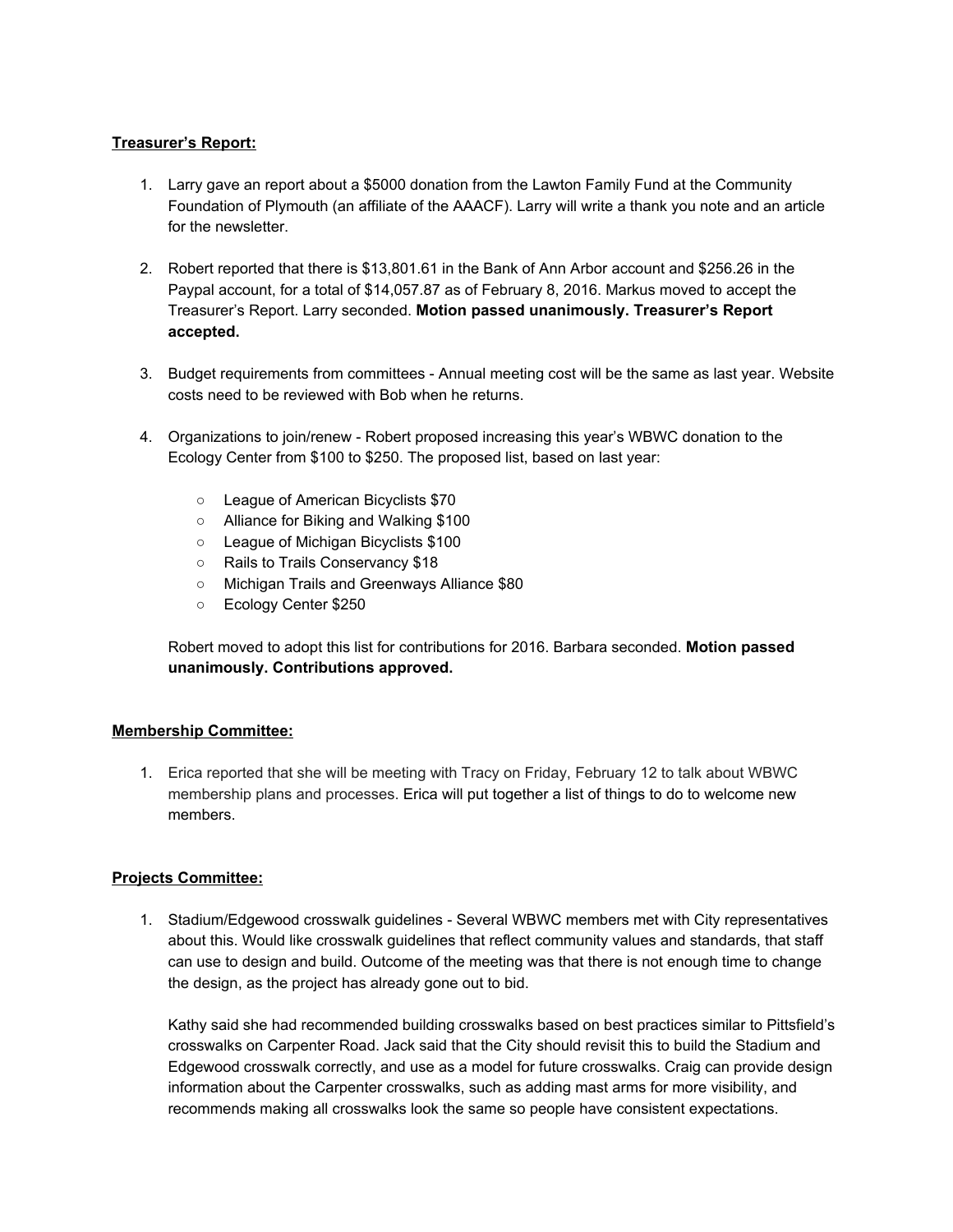**Treasurer's Report:**

1. Larry gave an report about a $5000 donation from the Lawton Family Fund at the Community Foundation of Plymouth (an affiliate of the AAACF). Larry will write a thank you note and an article for the newsletter.

2. Robert reported that there is $13,801.61 in the Bank of Ann Arbor account and $256.26 in the Paypal account, for a total of $14,057.87 as of February 8, 2016. Markus moved to accept the Treasurer's Report. Larry seconded. **Motion passed unanimously. Treasurer's Report accepted.**

3. Budget requirements from committees - Annual meeting cost will be the same as last year. Website costs need to be reviewed with Bob when he returns.

4. Organizations to join/renew - Robert proposed increasing this year's WBWC donation to the Ecology Center from $100 to $250. The proposed list, based on last year:

   - League of American Bicyclists $70
   - Alliance for Biking and Walking $100
   - League of Michigan Bicyclists $100
   - Rails to Trails Conservancy $18
   - Michigan Trails and Greenways Alliance $80
   - Ecology Center $250

   Robert moved to adopt this list for contributions for 2016. Barbara seconded. **Motion passed unanimously. Contributions approved.**

**Membership Committee:**

1. Erica reported that she will be meeting with Tracy on Friday, February 12 to talk about WBWC membership plans and processes. Erica will put together a list of things to do to welcome new members.

**Projects Committee:**

1. Stadium/Edgewood crosswalk guidelines - Several WBWC members met with City representatives about this. Would like crosswalk guidelines that reflect community values and standards, that staff can use to design and build. Outcome of the meeting was that there is not enough time to change the design, as the project has already gone out to bid.

   Kathy said she had recommended building crosswalks based on best practices similar to Pittsfield's crosswalks on Carpenter Road. Jack said that the City should revisit this to build the Stadium and Edgewood crosswalk correctly, and use as a model for future crosswalks. Craig can provide design information about the Carpenter crosswalks, such as adding mast arms for more visibility, and recommends making all crosswalks look the same so people have consistent expectations.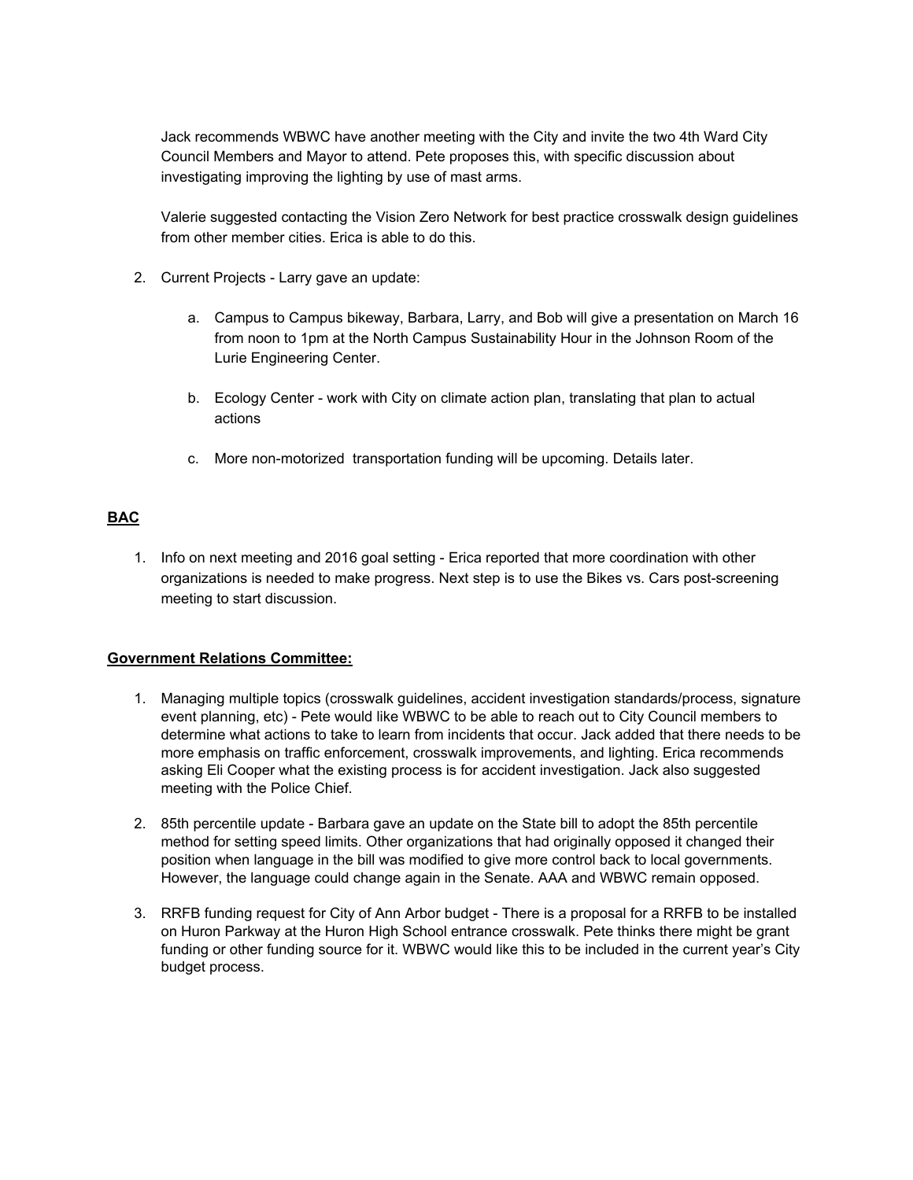Jack recommends WBWC have another meeting with the City and invite the two 4th Ward City Council Members and Mayor to attend. Pete proposes this, with specific discussion about investigating improving the lighting by use of mast arms.

Valerie suggested contacting the Vision Zero Network for best practice crosswalk design guidelines from other member cities. Erica is able to do this.

2. Current Projects - Larry gave an update:

   a. Campus to Campus bikeway, Barbara, Larry, and Bob will give a presentation on March 16 from noon to 1pm at the North Campus Sustainability Hour in the Johnson Room of the Lurie Engineering Center.

   b. Ecology Center - work with City on climate action plan, translating that plan to actual actions

   c. More non-motorized transportation funding will be upcoming. Details later.

**BAC**

1. Info on next meeting and 2016 goal setting - Erica reported that more coordination with other organizations is needed to make progress. Next step is to use the Bikes vs. Cars post-screening meeting to start discussion.

**Government Relations Committee:**

1. Managing multiple topics (crosswalk guidelines, accident investigation standards/process, signature event planning, etc) - Pete would like WBWC to be able to reach out to City Council members to determine what actions to take to learn from incidents that occur. Jack added that there needs to be more emphasis on traffic enforcement, crosswalk improvements, and lighting. Erica recommends asking Eli Cooper what the existing process is for accident investigation. Jack also suggested meeting with the Police Chief.

2. 85th percentile update - Barbara gave an update on the State bill to adopt the 85th percentile method for setting speed limits. Other organizations that had originally opposed it changed their position when language in the bill was modified to give more control back to local governments. However, the language could change again in the Senate. AAA and WBWC remain opposed.

3. RRFB funding request for City of Ann Arbor budget - There is a proposal for a RRFB to be installed on Huron Parkway at the Huron High School entrance crosswalk. Pete thinks there might be grant funding or other funding source for it. WBWC would like this to be included in the current year's City budget process.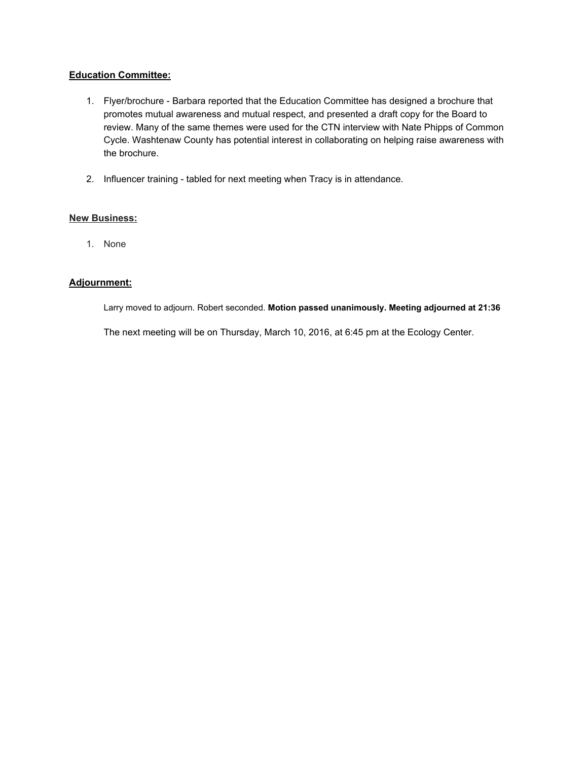**Education Committee:**

1. Flyer/brochure - Barbara reported that the Education Committee has designed a brochure that promotes mutual awareness and mutual respect, and presented a draft copy for the Board to review. Many of the same themes were used for the CTN interview with Nate Phipps of Common Cycle. Washtenaw County has potential interest in collaborating on helping raise awareness with the brochure.

2. Influencer training - tabled for next meeting when Tracy is in attendance.

**New Business:**

1. None

**Adjournment:**

Larry moved to adjourn. Robert seconded. **Motion passed unanimously. Meeting adjourned at 21:36**

The next meeting will be on Thursday, March 10, 2016, at 6:45 pm at the Ecology Center.